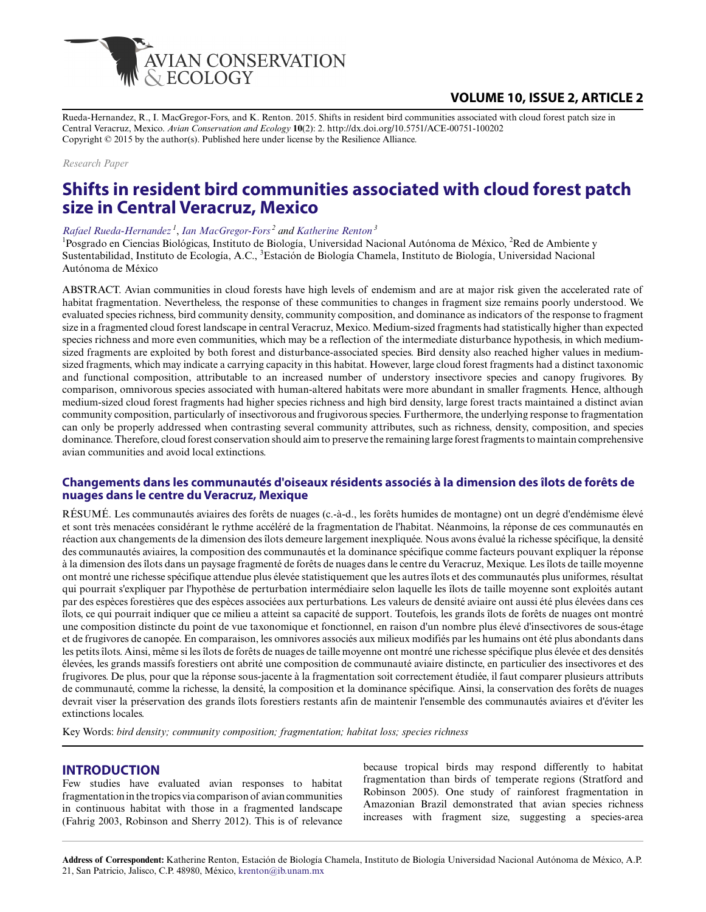Rueda-Hernandez, R., I. MacGregor-Fors, and K. Renton. 2015. Shifts in resident bird communities associated with cloud forest patch size in Central Veracruz, Mexico. *Avian Conservation and Ecology* **10**(2): 2. http://dx.doi.org/10.5751/ACE-00751-100202
Copyright © 2015 by the author(s). Published here under license by the Resilience Alliance.

*Research Paper*

# Shifts in resident bird communities associated with cloud forest patch size in Central Veracruz, Mexico

*Rafael Rueda-Hernandez*[1], *Ian MacGregor-Fors*[2] and *Katherine Renton*[3]

[1]Posgrado en Ciencias Biológicas, Instituto de Biología, Universidad Nacional Autónoma de México, [2]Red de Ambiente y Sustentabilidad, Instituto de Ecología, A.C., [3]Estación de Biología Chamela, Instituto de Biología, Universidad Nacional Autónoma de México

ABSTRACT. Avian communities in cloud forests have high levels of endemism and are at major risk given the accelerated rate of habitat fragmentation. Nevertheless, the response of these communities to changes in fragment size remains poorly understood. We evaluated species richness, bird community density, community composition, and dominance as indicators of the response to fragment size in a fragmented cloud forest landscape in central Veracruz, Mexico. Medium-sized fragments had statistically higher than expected species richness and more even communities, which may be a reflection of the intermediate disturbance hypothesis, in which medium-sized fragments are exploited by both forest and disturbance-associated species. Bird density also reached higher values in medium-sized fragments, which may indicate a carrying capacity in this habitat. However, large cloud forest fragments had a distinct taxonomic and functional composition, attributable to an increased number of understory insectivore species and canopy frugivores. By comparison, omnivorous species associated with human-altered habitats were more abundant in smaller fragments. Hence, although medium-sized cloud forest fragments had higher species richness and high bird density, large forest tracts maintained a distinct avian community composition, particularly of insectivorous and frugivorous species. Furthermore, the underlying response to fragmentation can only be properly addressed when contrasting several community attributes, such as richness, density, composition, and species dominance. Therefore, cloud forest conservation should aim to preserve the remaining large forest fragments to maintain comprehensive avian communities and avoid local extinctions.

## Changements dans les communautés d'oiseaux résidents associés à la dimension des îlots de forêts de nuages dans le centre du Veracruz, Mexique

RÉSUMÉ. Les communautés aviaires des forêts de nuages (c.-à-d., les forêts humides de montagne) ont un degré d'endémisme élevé et sont très menacées considérant le rythme accéléré de la fragmentation de l'habitat. Néanmoins, la réponse de ces communautés en réaction aux changements de la dimension des îlots demeure largement inexpliquée. Nous avons évalué la richesse spécifique, la densité des communautés aviaires, la composition des communautés et la dominance spécifique comme facteurs pouvant expliquer la réponse à la dimension des îlots dans un paysage fragmenté de forêts de nuages dans le centre du Veracruz, Mexique. Les îlots de taille moyenne ont montré une richesse spécifique attendue plus élevée statistiquement que les autres îlots et des communautés plus uniformes, résultat qui pourrait s'expliquer par l'hypothèse de perturbation intermédiaire selon laquelle les îlots de taille moyenne sont exploités autant par des espèces forestières que des espèces associées aux perturbations. Les valeurs de densité aviaire ont aussi été plus élevées dans ces îlots, ce qui pourrait indiquer que ce milieu a atteint sa capacité de support. Toutefois, les grands îlots de forêts de nuages ont montré une composition distincte du point de vue taxonomique et fonctionnel, en raison d'un nombre plus élevé d'insectivores de sous-étage et de frugivores de canopée. En comparaison, les omnivores associés aux milieux modifiés par les humains ont été plus abondants dans les petits îlots. Ainsi, même si les îlots de forêts de nuages de taille moyenne ont montré une richesse spécifique plus élevée et des densités élevées, les grands massifs forestiers ont abrité une composition de communauté aviaire distincte, en particulier des insectivores et des frugivores. De plus, pour que la réponse sous-jacente à la fragmentation soit correctement étudiée, il faut comparer plusieurs attributs de communauté, comme la richesse, la densité, la composition et la dominance spécifique. Ainsi, la conservation des forêts de nuages devrait viser la préservation des grands îlots forestiers restants afin de maintenir l'ensemble des communautés aviaires et d'éviter les extinctions locales.

Key Words: *bird density; community composition; fragmentation; habitat loss; species richness*

## INTRODUCTION

Few studies have evaluated avian responses to habitat fragmentation in the tropics via comparison of avian communities in continuous habitat with those in a fragmented landscape (Fahrig 2003, Robinson and Sherry 2012). This is of relevance because tropical birds may respond differently to habitat fragmentation than birds of temperate regions (Stratford and Robinson 2005). One study of rainforest fragmentation in Amazonian Brazil demonstrated that avian species richness increases with fragment size, suggesting a species-area

**Address of Correspondent:** Katherine Renton, Estación de Biología Chamela, Instituto de Biología Universidad Nacional Autónoma de México, A.P. 21, San Patricio, Jalisco, C.P. 48980, México, krenton@ib.unam.mx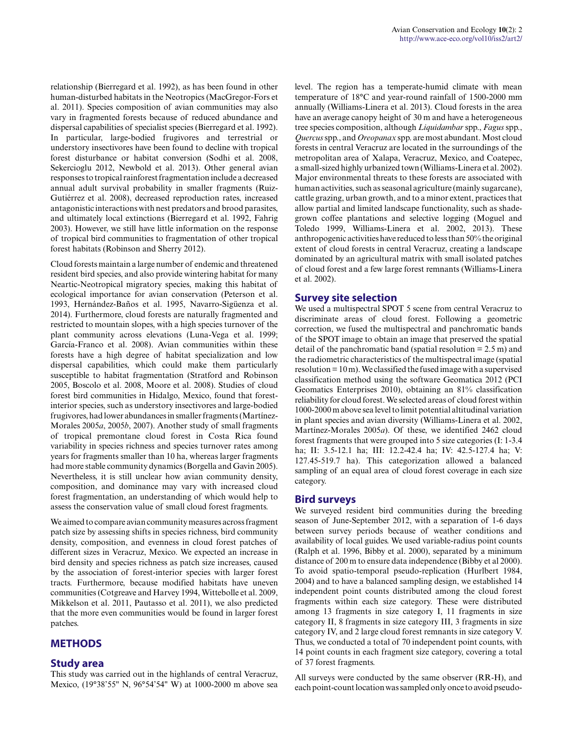relationship (Bierregard et al. 1992), as has been found in other human-disturbed habitats in the Neotropics (MacGregor-Fors et al. 2011). Species composition of avian communities may also vary in fragmented forests because of reduced abundance and dispersal capabilities of specialist species (Bierregard et al. 1992). In particular, large-bodied frugivores and terrestrial or understory insectivores have been found to decline with tropical forest disturbance or habitat conversion (Sodhi et al. 2008, Sekercioglu 2012, Newbold et al. 2013). Other general avian responses to tropical rainforest fragmentation include a decreased annual adult survival probability in smaller fragments (Ruiz-Gutiérrez et al. 2008), decreased reproduction rates, increased antagonistic interactions with nest predators and brood parasites, and ultimately local extinctions (Bierregard et al. 1992, Fahrig 2003). However, we still have little information on the response of tropical bird communities to fragmentation of other tropical forest habitats (Robinson and Sherry 2012).

Cloud forests maintain a large number of endemic and threatened resident bird species, and also provide wintering habitat for many Neartic-Neotropical migratory species, making this habitat of ecological importance for avian conservation (Peterson et al. 1993, Hernández-Baños et al. 1995, Navarro-Sigüenza et al. 2014). Furthermore, cloud forests are naturally fragmented and restricted to mountain slopes, with a high species turnover of the plant community across elevations (Luna-Vega et al. 1999; García-Franco et al. 2008). Avian communities within these forests have a high degree of habitat specialization and low dispersal capabilities, which could make them particularly susceptible to habitat fragmentation (Stratford and Robinson 2005, Boscolo et al. 2008, Moore et al. 2008). Studies of cloud forest bird communities in Hidalgo, Mexico, found that forest-interior species, such as understory insectivores and large-bodied frugivores, had lower abundances in smaller fragments (Martínez-Morales 2005*a*, 2005*b*, 2007). Another study of small fragments of tropical premontane cloud forest in Costa Rica found variability in species richness and species turnover rates among years for fragments smaller than 10 ha, whereas larger fragments had more stable community dynamics (Borgella and Gavin 2005). Nevertheless, it is still unclear how avian community density, composition, and dominance may vary with increased cloud forest fragmentation, an understanding of which would help to assess the conservation value of small cloud forest fragments.

We aimed to compare avian community measures across fragment patch size by assessing shifts in species richness, bird community density, composition, and evenness in cloud forest patches of different sizes in Veracruz, Mexico. We expected an increase in bird density and species richness as patch size increases, caused by the association of forest-interior species with larger forest tracts. Furthermore, because modified habitats have uneven communities (Cotgreave and Harvey 1994, Wittebolle et al. 2009, Mikkelson et al. 2011, Pautasso et al. 2011), we also predicted that the more even communities would be found in larger forest patches.

## METHODS

### Study area

This study was carried out in the highlands of central Veracruz, Mexico, (19°38'55" N, 96°54'54" W) at 1000-2000 m above sea level. The region has a temperate-humid climate with mean temperature of 18°C and year-round rainfall of 1500-2000 mm annually (Williams-Linera et al. 2013). Cloud forests in the area have an average canopy height of 30 m and have a heterogeneous tree species composition, although *Liquidambar* spp., *Fagus* spp., *Quercus* spp., and *Oreopanax* spp. are most abundant. Most cloud forests in central Veracruz are located in the surroundings of the metropolitan area of Xalapa, Veracruz, Mexico, and Coatepec, a small-sized highly urbanized town (Williams-Linera et al. 2002). Major environmental threats to these forests are associated with human activities, such as seasonal agriculture (mainly sugarcane), cattle grazing, urban growth, and to a minor extent, practices that allow partial and limited landscape functionality, such as shade-grown coffee plantations and selective logging (Moguel and Toledo 1999, Williams-Linera et al. 2002, 2013). These anthropogenic activities have reduced to less than 50% the original extent of cloud forests in central Veracruz, creating a landscape dominated by an agricultural matrix with small isolated patches of cloud forest and a few large forest remnants (Williams-Linera et al. 2002).

### Survey site selection

We used a multispectral SPOT 5 scene from central Veracruz to discriminate areas of cloud forest. Following a geometric correction, we fused the multispectral and panchromatic bands of the SPOT image to obtain an image that preserved the spatial detail of the panchromatic band (spatial resolution = 2.5 m) and the radiometric characteristics of the multispectral image (spatial resolution = 10 m). We classified the fused image with a supervised classification method using the software Geomatica 2012 (PCI Geomatics Enterprises 2010), obtaining an 81% classification reliability for cloud forest. We selected areas of cloud forest within 1000-2000 m above sea level to limit potential altitudinal variation in plant species and avian diversity (Williams-Linera et al. 2002, Martínez-Morales 2005*a*). Of these, we identified 2462 cloud forest fragments that were grouped into 5 size categories (I: 1-3.4 ha; II: 3.5-12.1 ha; III: 12.2-42.4 ha; IV: 42.5-127.4 ha; V: 127.45-519.7 ha). This categorization allowed a balanced sampling of an equal area of cloud forest coverage in each size category.

### Bird surveys

We surveyed resident bird communities during the breeding season of June-September 2012, with a separation of 1-6 days between survey periods because of weather conditions and availability of local guides. We used variable-radius point counts (Ralph et al. 1996, Bibby et al. 2000), separated by a minimum distance of 200 m to ensure data independence (Bibby et al 2000). To avoid spatio-temporal pseudo-replication (Hurlbert 1984, 2004) and to have a balanced sampling design, we established 14 independent point counts distributed among the cloud forest fragments within each size category. These were distributed among 13 fragments in size category I, 11 fragments in size category II, 8 fragments in size category III, 3 fragments in size category IV, and 2 large cloud forest remnants in size category V. Thus, we conducted a total of 70 independent point counts, with 14 point counts in each fragment size category, covering a total of 37 forest fragments.

All surveys were conducted by the same observer (RR-H), and each point-count location was sampled only once to avoid pseudo-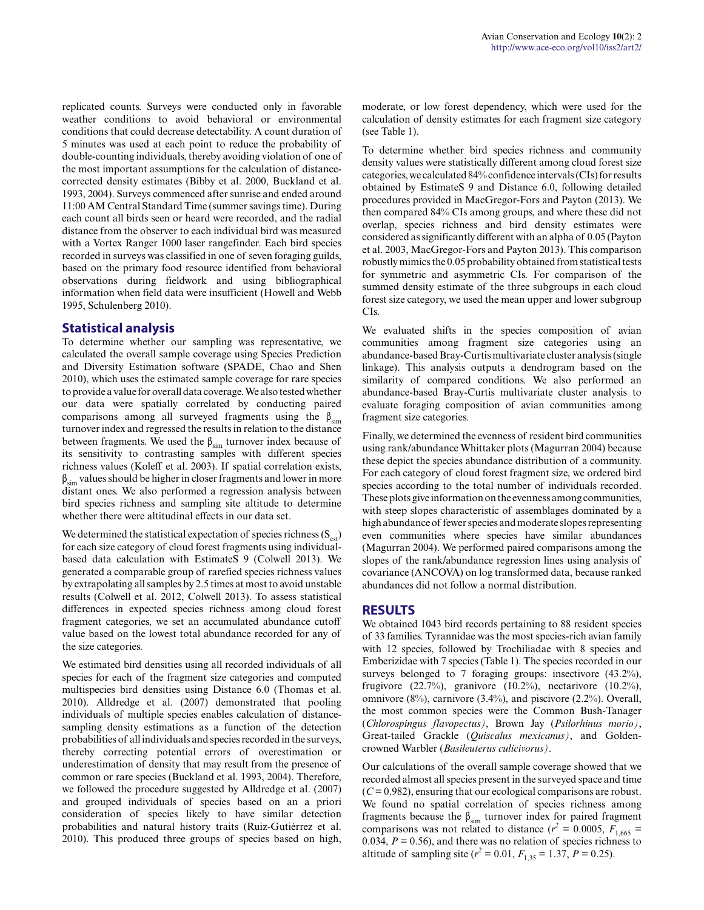replicated counts. Surveys were conducted only in favorable weather conditions to avoid behavioral or environmental conditions that could decrease detectability. A count duration of 5 minutes was used at each point to reduce the probability of double-counting individuals, thereby avoiding violation of one of the most important assumptions for the calculation of distance-corrected density estimates (Bibby et al. 2000, Buckland et al. 1993, 2004). Surveys commenced after sunrise and ended around 11:00 AM Central Standard Time (summer savings time). During each count all birds seen or heard were recorded, and the radial distance from the observer to each individual bird was measured with a Vortex Ranger 1000 laser rangefinder. Each bird species recorded in surveys was classified in one of seven foraging guilds, based on the primary food resource identified from behavioral observations during fieldwork and using bibliographical information when field data were insufficient (Howell and Webb 1995, Schulenberg 2010).

## Statistical analysis

To determine whether our sampling was representative, we calculated the overall sample coverage using Species Prediction and Diversity Estimation software (SPADE, Chao and Shen 2010), which uses the estimated sample coverage for rare species to provide a value for overall data coverage. We also tested whether our data were spatially correlated by conducting paired comparisons among all surveyed fragments using the $\beta_{sim}$ turnover index and regressed the results in relation to the distance between fragments. We used the $\beta_{sim}$ turnover index because of its sensitivity to contrasting samples with different species richness values (Koleff et al. 2003). If spatial correlation exists, $\beta_{sim}$ values should be higher in closer fragments and lower in more distant ones. We also performed a regression analysis between bird species richness and sampling site altitude to determine whether there were altitudinal effects in our data set.

We determined the statistical expectation of species richness ($S_{est}$) for each size category of cloud forest fragments using individual-based data calculation with EstimateS 9 (Colwell 2013). We generated a comparable group of rarefied species richness values by extrapolating all samples by 2.5 times at most to avoid unstable results (Colwell et al. 2012, Colwell 2013). To assess statistical differences in expected species richness among cloud forest fragment categories, we set an accumulated abundance cutoff value based on the lowest total abundance recorded for any of the size categories.

We estimated bird densities using all recorded individuals of all species for each of the fragment size categories and computed multispecies bird densities using Distance 6.0 (Thomas et al. 2010). Alldredge et al. (2007) demonstrated that pooling individuals of multiple species enables calculation of distance-sampling density estimations as a function of the detection probabilities of all individuals and species recorded in the surveys, thereby correcting potential errors of overestimation or underestimation of density that may result from the presence of common or rare species (Buckland et al. 1993, 2004). Therefore, we followed the procedure suggested by Alldredge et al. (2007) and grouped individuals of species based on an a priori consideration of species likely to have similar detection probabilities and natural history traits (Ruiz-Gutiérrez et al. 2010). This produced three groups of species based on high, moderate, or low forest dependency, which were used for the calculation of density estimates for each fragment size category (see Table 1).

To determine whether bird species richness and community density values were statistically different among cloud forest size categories, we calculated 84% confidence intervals (CIs) for results obtained by EstimateS 9 and Distance 6.0, following detailed procedures provided in MacGregor-Fors and Payton (2013). We then compared 84% CIs among groups, and where these did not overlap, species richness and bird density estimates were considered as significantly different with an alpha of 0.05 (Payton et al. 2003, MacGregor-Fors and Payton 2013). This comparison robustly mimics the 0.05 probability obtained from statistical tests for symmetric and asymmetric CIs. For comparison of the summed density estimate of the three subgroups in each cloud forest size category, we used the mean upper and lower subgroup CIs.

We evaluated shifts in the species composition of avian communities among fragment size categories using an abundance-based Bray-Curtis multivariate cluster analysis (single linkage). This analysis outputs a dendrogram based on the similarity of compared conditions. We also performed an abundance-based Bray-Curtis multivariate cluster analysis to evaluate foraging composition of avian communities among fragment size categories.

Finally, we determined the evenness of resident bird communities using rank/abundance Whittaker plots (Magurran 2004) because these depict the species abundance distribution of a community. For each category of cloud forest fragment size, we ordered bird species according to the total number of individuals recorded. These plots give information on the evenness among communities, with steep slopes characteristic of assemblages dominated by a high abundance of fewer species and moderate slopes representing even communities where species have similar abundances (Magurran 2004). We performed paired comparisons among the slopes of the rank/abundance regression lines using analysis of covariance (ANCOVA) on log transformed data, because ranked abundances did not follow a normal distribution.

# RESULTS

We obtained 1043 bird records pertaining to 88 resident species of 33 families. Tyrannidae was the most species-rich avian family with 12 species, followed by Trochiliadae with 8 species and Emberizidae with 7 species (Table 1). The species recorded in our surveys belonged to 7 foraging groups: insectivore (43.2%), frugivore (22.7%), granivore (10.2%), nectarivore (10.2%), omnivore (8%), carnivore (3.4%), and piscivore (2.2%). Overall, the most common species were the Common Bush-Tanager (*Chlorospingus flavopectus)*, Brown Jay (*Psilorhinus morio)*, Great-tailed Grackle (*Quiscalus mexicanus)*, and Golden-crowned Warbler (*Basileuterus culicivorus)*.

Our calculations of the overall sample coverage showed that we recorded almost all species present in the surveyed space and time ($C = 0.982$), ensuring that our ecological comparisons are robust. We found no spatial correlation of species richness among fragments because the $\beta_{sim}$ turnover index for paired fragment comparisons was not related to distance ($r^2 = 0.0005$, $F_{1,665} = 0.034$, $P = 0.56$), and there was no relation of species richness to altitude of sampling site ($r^2 = 0.01$, $F_{1,35} = 1.37$, $P = 0.25$).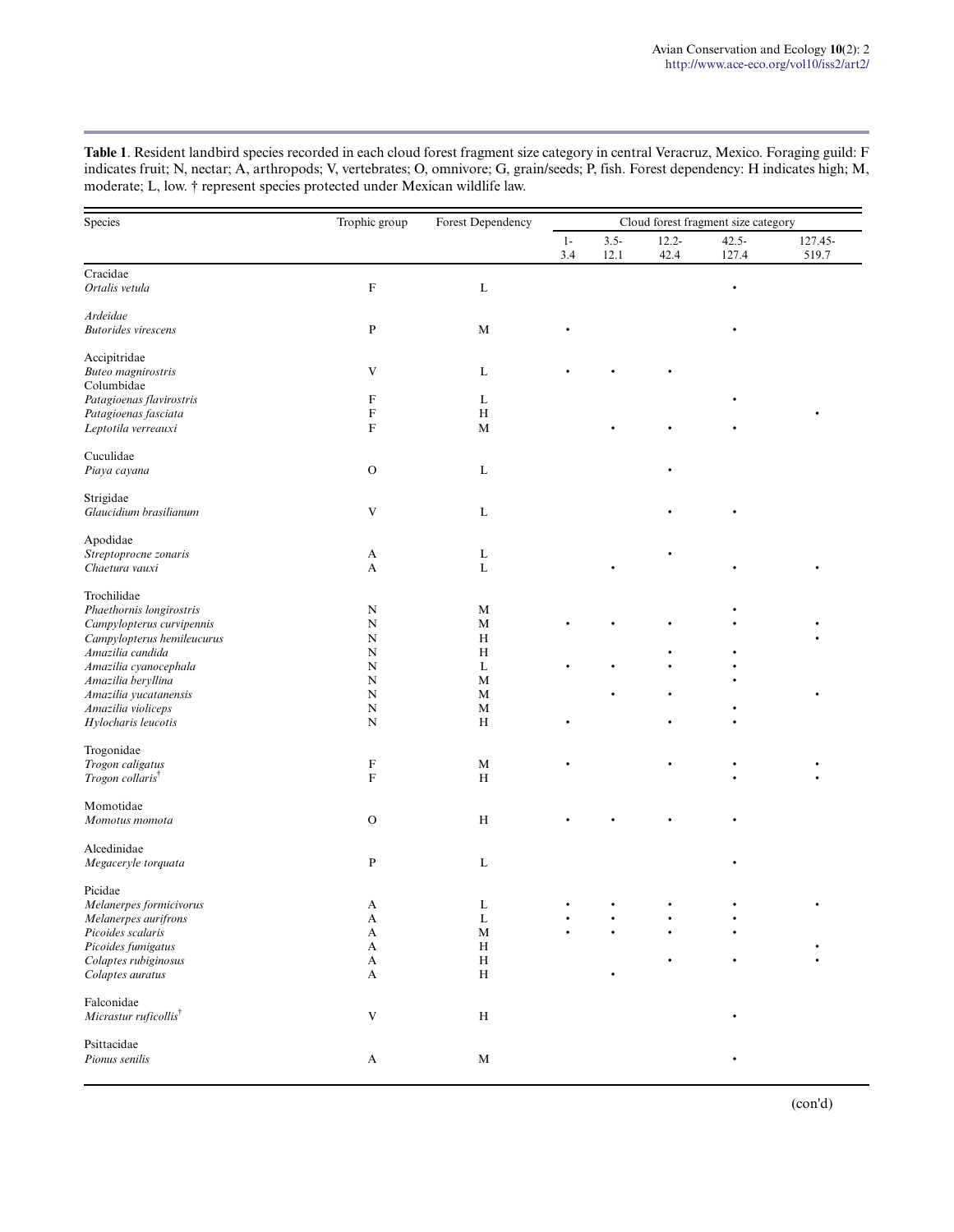**Table 1**. Resident landbird species recorded in each cloud forest fragment size category in central Veracruz, Mexico. Foraging guild: F indicates fruit; N, nectar; A, arthropods; V, vertebrates; O, omnivore; G, grain/seeds; P, fish. Forest dependency: H indicates high; M, moderate; L, low. † represent species protected under Mexican wildlife law.

| Species | Trophic group | Forest Dependency | Cloud forest fragment size category | | | | |
|---|---|---|---|---|---|---|---|
| | | | 1-3.4 | 3.5-12.1 | 12.2-42.4 | 42.5-127.4 | 127.45-519.7 |
| Cracidae | | | | | | | |
| *Ortalis vetula* | F | L | | | | • | |
| Ardeidae | | | | | | | |
| *Butorides virescens* | P | M | • | | | • | |
| Accipitridae | | | | | | | |
| *Buteo magnirostris* | V | L | • | • | • | | |
| Columbidae | | | | | | | |
| *Patagioenas flavirostris* | F | L | | | | • | |
| *Patagioenas fasciata* | F | H | | | | | • |
| *Leptotila verreauxi* | F | M | | • | • | • | |
| Cuculidae | | | | | | | |
| *Piaya cayana* | O | L | | | • | | |
| Strigidae | | | | | | | |
| *Glaucidium brasilianum* | V | L | | | • | • | |
| Apodidae | | | | | | | |
| *Streptoprocne zonaris* | A | L | | | • | | |
| *Chaetura vauxi* | A | L | | • | | • | • |
| Trochilidae | | | | | | | |
| *Phaethornis longirostris* | N | M | | | | • | |
| *Campylopterus curvipennis* | N | M | • | • | • | • | • |
| *Campylopterus hemileucurus* | N | H | | | | | • |
| *Amazilia candida* | N | H | | | • | • | |
| *Amazilia cyanocephala* | N | L | • | • | • | • | |
| *Amazilia beryllina* | N | M | | | | • | |
| *Amazilia yucatanensis* | N | M | | • | • | | • |
| *Amazilia violiceps* | N | M | | | | • | |
| *Hylocharis leucotis* | N | H | • | | • | • | |
| Trogonidae | | | | | | | |
| *Trogon caligatus* | F | M | • | | • | • | • |
| *Trogon collaris*† | F | H | | | | • | • |
| Momotidae | | | | | | | |
| *Momotus momota* | O | H | • | • | • | • | |
| Alcedinidae | | | | | | | |
| *Megaceryle torquata* | P | L | | | | • | |
| Picidae | | | | | | | |
| *Melanerpes formicivorus* | A | L | • | • | • | • | • |
| *Melanerpes aurifrons* | A | L | • | • | • | • | |
| *Picoides scalaris* | A | M | • | • | • | • | |
| *Picoides fumigatus* | A | H | | | | | • |
| *Colaptes rubiginosus* | A | H | | | • | • | • |
| *Colaptes auratus* | A | H | | • | | | |
| Falconidae | | | | | | | |
| *Micrastur ruficollis*† | V | H | | | | • | |
| Psittacidae | | | | | | | |
| *Pionus senilis* | A | M | | | | • | |

(con'd)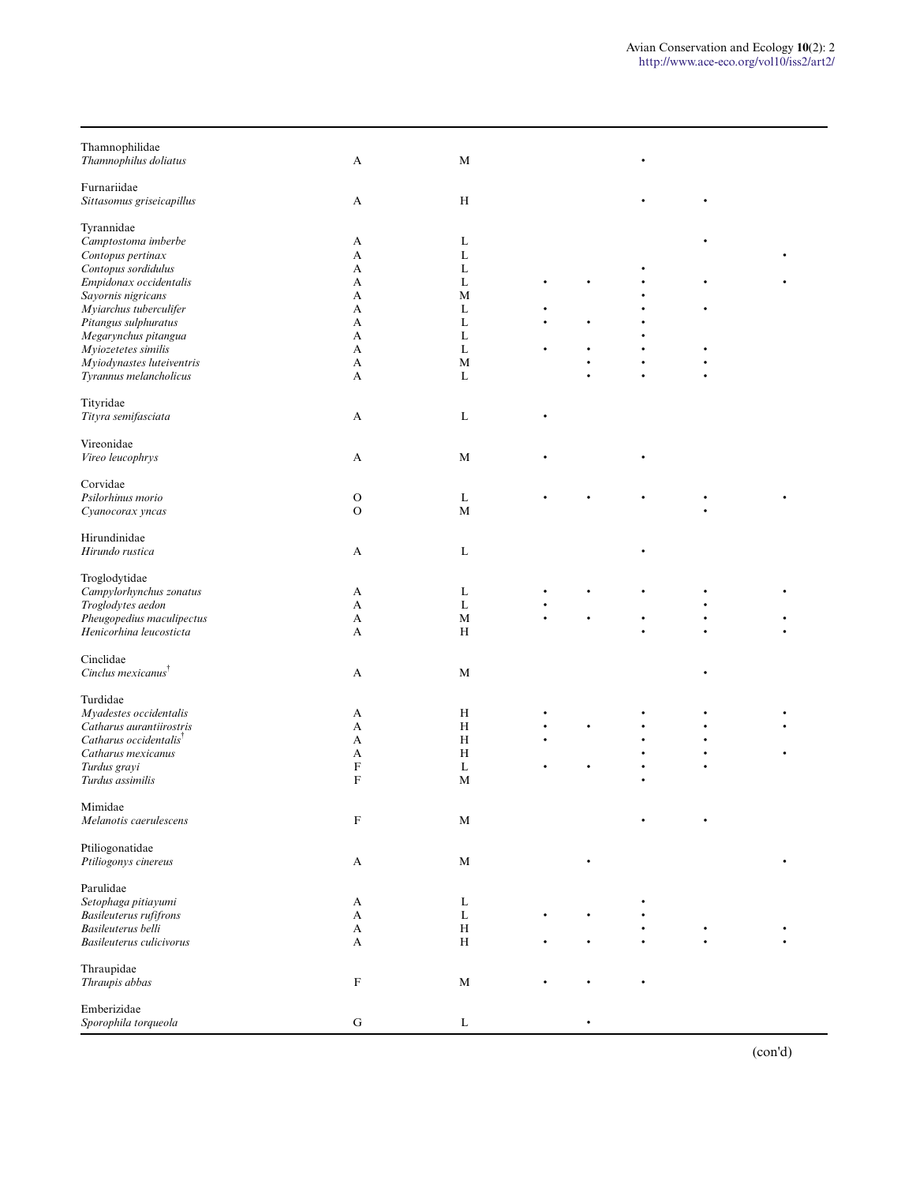| | | | | | | | |
|---|---|---|---|---|---|---|---|
| Thamnophilidae | | | | | | | |
| *Thamnophilus doliatus* | A | M | | | • | | |
| Furnariidae | | | | | | | |
| *Sittasomus griseicapillus* | A | H | | | • | • | |
| Tyrannidae | | | | | | | |
| *Camptostoma imberbe* | A | L | | | | • | |
| *Contopus pertinax* | A | L | | | | | • |
| *Contopus sordidulus* | A | L | | | • | | |
| *Empidonax occidentalis* | A | L | • | • | • | • | • |
| *Sayornis nigricans* | A | M | | | • | | |
| *Myiarchus tuberculifer* | A | L | • | | • | • | |
| *Pitangus sulphuratus* | A | L | • | • | • | | |
| *Megarynchus pitangua* | A | L | | | • | | |
| *Myiozetetes similis* | A | L | • | • | • | • | |
| *Myiodynastes luteiventris* | A | M | | • | • | • | |
| *Tyrannus melancholicus* | A | L | | • | • | • | |
| Tityridae | | | | | | | |
| *Tityra semifasciata* | A | L | • | | | | |
| Vireonidae | | | | | | | |
| *Vireo leucophrys* | A | M | • | | • | | |
| Corvidae | | | | | | | |
| *Psilorhinus morio* | O | L | • | • | • | • | • |
| *Cyanocorax yncas* | O | M | | | | • | |
| Hirundinidae | | | | | | | |
| *Hirundo rustica* | A | L | | | • | | |
| Troglodytidae | | | | | | | |
| *Campylorhynchus zonatus* | A | L | • | • | • | • | • |
| *Troglodytes aedon* | A | L | • | | | • | |
| *Pheugopedius maculipectus* | A | M | • | • | • | • | • |
| *Henicorhina leucosticta* | A | H | | | • | • | • |
| Cinclidae | | | | | | | |
| *Cinclus mexicanus*† | A | M | | | | • | |
| Turdidae | | | | | | | |
| *Myadestes occidentalis* | A | H | • | | • | • | • |
| *Catharus aurantiirostris* | A | H | • | • | • | • | • |
| *Catharus occidentalis*† | A | H | • | | • | • | |
| *Catharus mexicanus* | A | H | | | • | • | • |
| *Turdus grayi* | F | L | • | • | • | • | |
| *Turdus assimilis* | F | M | | | • | | |
| Mimidae | | | | | | | |
| *Melanotis caerulescens* | F | M | | | • | • | |
| Ptiliogonatidae | | | | | | | |
| *Ptiliogonys cinereus* | A | M | | • | | | • |
| Parulidae | | | | | | | |
| *Setophaga pitiayumi* | A | L | | | • | | |
| *Basileuterus rufifrons* | A | L | • | • | • | | |
| *Basileuterus belli* | A | H | | | • | • | • |
| *Basileuterus culicivorus* | A | H | • | • | • | • | • |
| Thraupidae | | | | | | | |
| *Thraupis abbas* | F | M | • | • | • | | |
| Emberizidae | | | | | | | |
| *Sporophila torqueola* | G | L | | • | | | |

(con'd)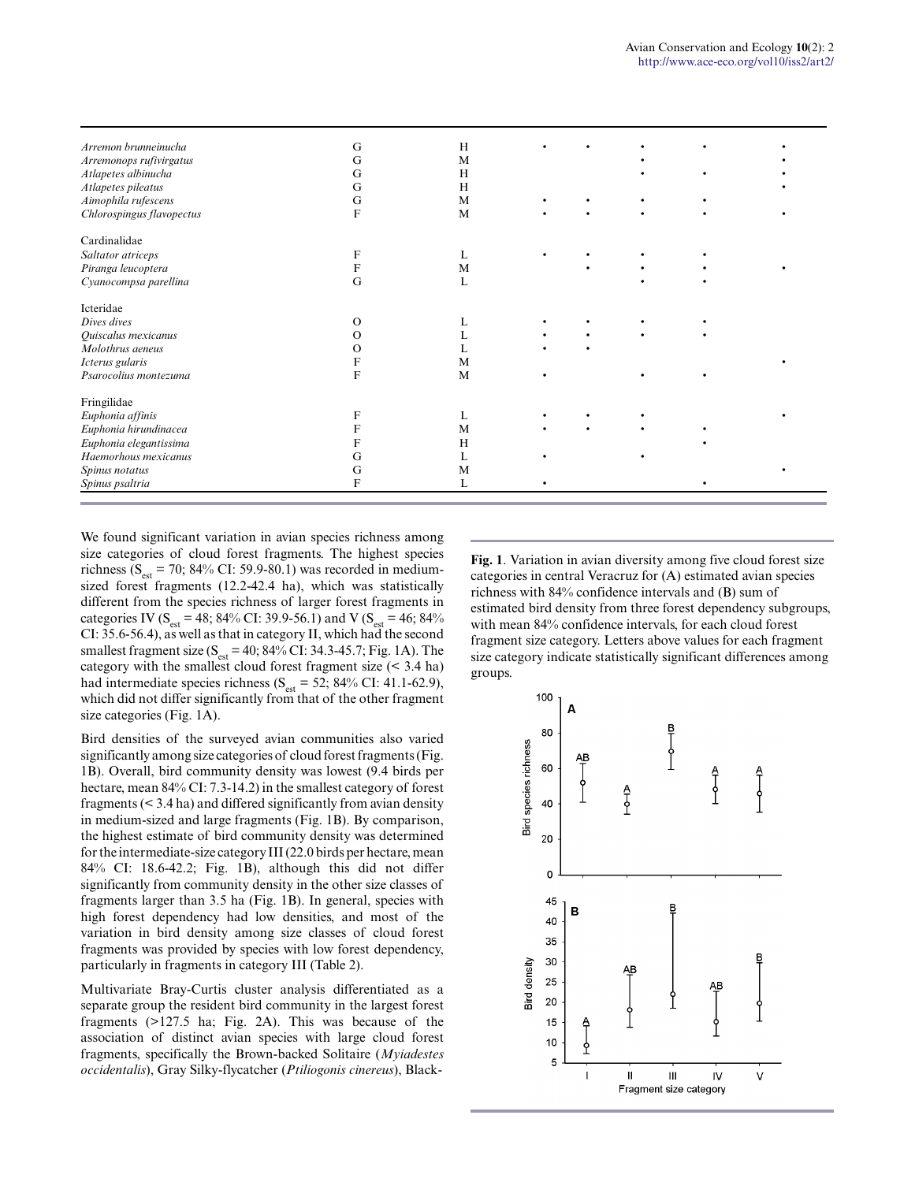| | | | | | | | |
|---|---|---|---|---|---|---|---|
| *Arremon brunneinucha* | G | H | • | • | • | • | • |
| *Arremonops rufivirgatus* | G | M | | | • | | • |
| *Atlapetes albinucha* | G | H | | | • | • | • |
| *Atlapetes pileatus* | G | H | | | | | • |
| *Aimophila rufescens* | G | M | • | • | • | • | |
| *Chlorospingus flavopectus* | F | M | • | • | • | • | • |
| Cardinalidae | | | | | | | |
| *Saltator atriceps* | F | L | • | • | • | • | |
| *Piranga leucoptera* | F | M | | • | • | • | • |
| *Cyanocompsa parellina* | G | L | | | • | • | |
| Icteridae | | | | | | | |
| *Dives dives* | O | L | • | • | • | • | |
| *Quiscalus mexicanus* | O | L | • | • | • | • | |
| *Molothrus aeneus* | O | L | • | • | | | |
| *Icterus gularis* | F | M | | | | | • |
| *Psarocolius montezuma* | F | M | • | | • | • | |
| Fringilidae | | | | | | | |
| *Euphonia affinis* | F | L | • | • | • | | • |
| *Euphonia hirundinacea* | F | M | • | • | • | • | |
| *Euphonia elegantissima* | F | H | | | | • | |
| *Haemorhous mexicanus* | G | L | • | | • | | |
| *Spinus notatus* | G | M | | | | | • |
| *Spinus psaltria* | F | L | • | | | • | |

We found significant variation in avian species richness among size categories of cloud forest fragments. The highest species richness ($S_{est}$ = 70; 84% CI: 59.9-80.1) was recorded in medium-sized forest fragments (12.2-42.4 ha), which was statistically different from the species richness of larger forest fragments in categories IV ($S_{est}$ = 48; 84% CI: 39.9-56.1) and V ($S_{est}$ = 46; 84% CI: 35.6-56.4), as well as that in category II, which had the second smallest fragment size ($S_{est}$ = 40; 84% CI: 34.3-45.7; Fig. 1A). The category with the smallest cloud forest fragment size (< 3.4 ha) had intermediate species richness ($S_{est}$ = 52; 84% CI: 41.1-62.9), which did not differ significantly from that of the other fragment size categories (Fig. 1A).

Bird densities of the surveyed avian communities also varied significantly among size categories of cloud forest fragments (Fig. 1B). Overall, bird community density was lowest (9.4 birds per hectare, mean 84% CI: 7.3-14.2) in the smallest category of forest fragments (< 3.4 ha) and differed significantly from avian density in medium-sized and large fragments (Fig. 1B). By comparison, the highest estimate of bird community density was determined for the intermediate-size category III (22.0 birds per hectare, mean 84% CI: 18.6-42.2; Fig. 1B), although this did not differ significantly from community density in the other size classes of fragments larger than 3.5 ha (Fig. 1B). In general, species with high forest dependency had low densities, and most of the variation in bird density among size classes of cloud forest fragments was provided by species with low forest dependency, particularly in fragments in category III (Table 2).

Multivariate Bray-Curtis cluster analysis differentiated as a separate group the resident bird community in the largest forest fragments (>127.5 ha; Fig. 2A). This was because of the association of distinct avian species with large cloud forest fragments, specifically the Brown-backed Solitaire (*Myiadestes occidentalis*), Gray Silky-flycatcher (*Ptiliogonis cinereus*), Black-

**Fig. 1**. Variation in avian diversity among five cloud forest size categories in central Veracruz for (A) estimated avian species richness with 84% confidence intervals and (B) sum of estimated bird density from three forest dependency subgroups, with mean 84% confidence intervals, for each cloud forest fragment size category. Letters above values for each fragment size category indicate statistically significant differences among groups.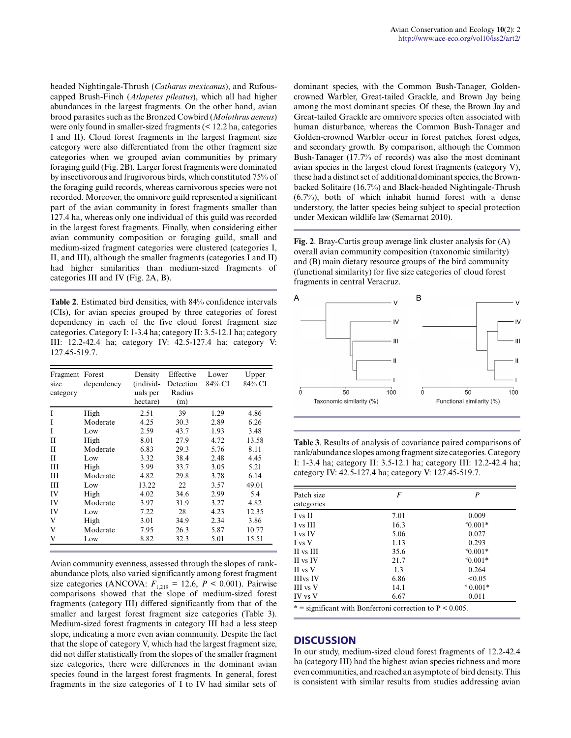headed Nightingale-Thrush (*Catharus mexicanus*), and Rufous-capped Brush-Finch (*Atlapetes pileatus*), which all had higher abundances in the largest fragments. On the other hand, avian brood parasites such as the Bronzed Cowbird (*Molothrus aeneus*) were only found in smaller-sized fragments (< 12.2 ha, categories I and II). Cloud forest fragments in the largest fragment size category were also differentiated from the other fragment size categories when we grouped avian communities by primary foraging guild (Fig. 2B). Larger forest fragments were dominated by insectivorous and frugivorous birds, which constituted 75% of the foraging guild records, whereas carnivorous species were not recorded. Moreover, the omnivore guild represented a significant part of the avian community in forest fragments smaller than 127.4 ha, whereas only one individual of this guild was recorded in the largest forest fragments. Finally, when considering either avian community composition or foraging guild, small and medium-sized fragment categories were clustered (categories I, II, and III), although the smaller fragments (categories I and II) had higher similarities than medium-sized fragments of categories III and IV (Fig. 2A, B).

**Table 2**. Estimated bird densities, with 84% confidence intervals (CIs), for avian species grouped by three categories of forest dependency in each of the five cloud forest fragment size categories. Category I: 1-3.4 ha; category II: 3.5-12.1 ha; category III: 12.2-42.4 ha; category IV: 42.5-127.4 ha; category V: 127.45-519.7.

| Fragment size category | Forest dependency | Density (individuals per hectare) | Effective Detection Radius (m) | Lower 84% CI | Upper 84% CI |
|---|---|---|---|---|---|
| I | High | 2.51 | 39 | 1.29 | 4.86 |
| I | Moderate | 4.25 | 30.3 | 2.89 | 6.26 |
| I | Low | 2.59 | 43.7 | 1.93 | 3.48 |
| II | High | 8.01 | 27.9 | 4.72 | 13.58 |
| II | Moderate | 6.83 | 29.3 | 5.76 | 8.11 |
| II | Low | 3.32 | 38.4 | 2.48 | 4.45 |
| III | High | 3.99 | 33.7 | 3.05 | 5.21 |
| III | Moderate | 4.82 | 29.8 | 3.78 | 6.14 |
| III | Low | 13.22 | 22 | 3.57 | 49.01 |
| IV | High | 4.02 | 34.6 | 2.99 | 5.4 |
| IV | Moderate | 3.97 | 31.9 | 3.27 | 4.82 |
| IV | Low | 7.22 | 28 | 4.23 | 12.35 |
| V | High | 3.01 | 34.9 | 2.34 | 3.86 |
| V | Moderate | 7.95 | 26.3 | 5.87 | 10.77 |
| V | Low | 8.82 | 32.3 | 5.01 | 15.51 |

Avian community evenness, assessed through the slopes of rank-abundance plots, also varied significantly among forest fragment size categories (ANCOVA: $F_{1,219} = 12.6$, $P < 0.001$). Pairwise comparisons showed that the slope of medium-sized forest fragments (category III) differed significantly from that of the smaller and largest forest fragment size categories (Table 3). Medium-sized forest fragments in category III had a less steep slope, indicating a more even avian community. Despite the fact that the slope of category V, which had the largest fragment size, did not differ statistically from the slopes of the smaller fragment size categories, there were differences in the dominant avian species found in the largest forest fragments. In general, forest fragments in the size categories of I to IV had similar sets of dominant species, with the Common Bush-Tanager, Golden-crowned Warbler, Great-tailed Grackle, and Brown Jay being among the most dominant species. Of these, the Brown Jay and Great-tailed Grackle are omnivore species often associated with human disturbance, whereas the Common Bush-Tanager and Golden-crowned Warbler occur in forest patches, forest edges, and secondary growth. By comparison, although the Common Bush-Tanager (17.7% of records) was also the most dominant avian species in the largest cloud forest fragments (category V), these had a distinct set of additional dominant species, the Brown-backed Solitaire (16.7%) and Black-headed Nightingale-Thrush (6.7%), both of which inhabit humid forest with a dense understory, the latter species being subject to special protection under Mexican wildlife law (Semarnat 2010).

**Fig. 2**. Bray-Curtis group average link cluster analysis for (A) overall avian community composition (taxonomic similarity) and (B) main dietary resource groups of the bird community (functional similarity) for five size categories of cloud forest fragments in central Veracruz.

**Table 3**. Results of analysis of covariance paired comparisons of rank/abundance slopes among fragment size categories. Category I: 1-3.4 ha; category II: 3.5-12.1 ha; category III: 12.2-42.4 ha; category IV: 42.5-127.4 ha; category V: 127.45-519.7.

| Patch size categories | $F$ | $P$ |
|---|---|---|
| I vs II | 7.01 | 0.009 |
| I vs III | 16.3 | <0.001* |
| I vs IV | 5.06 | 0.027 |
| I vs V | 1.13 | 0.293 |
| II vs III | 35.6 | <0.001* |
| II vs IV | 21.7 | <0.001* |
| II vs V | 1.3 | 0.264 |
| IIIvs IV | 6.86 | <0.05 |
| III vs V | 14.1 | < 0.001* |
| IV vs V | 6.67 | 0.011 |

* = significant with Bonferroni correction to P < 0.005.

## DISCUSSION

In our study, medium-sized cloud forest fragments of 12.2-42.4 ha (category III) had the highest avian species richness and more even communities, and reached an asymptote of bird density. This is consistent with similar results from studies addressing avian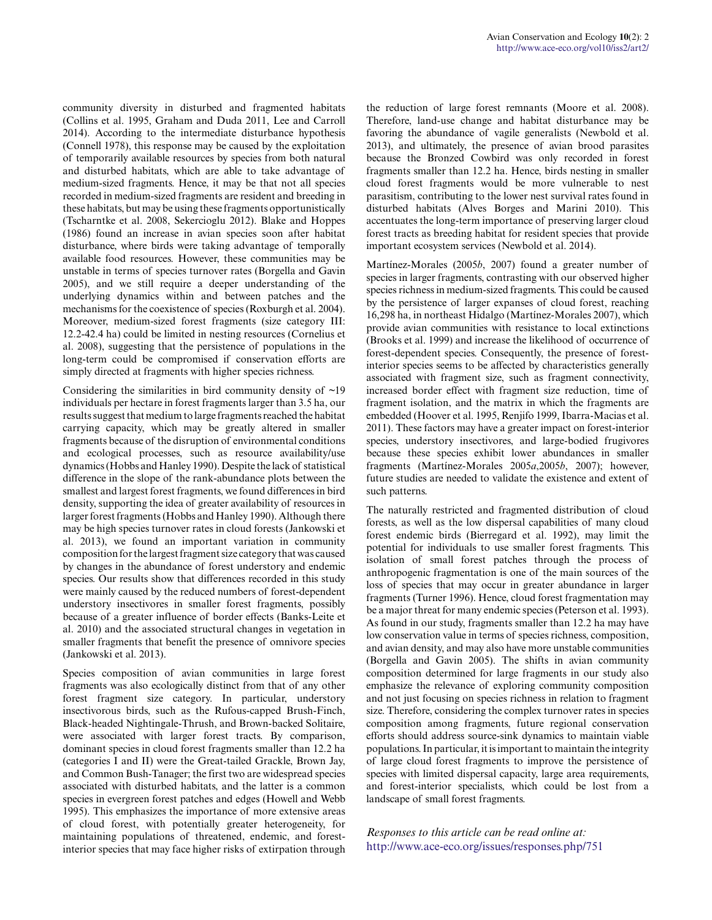community diversity in disturbed and fragmented habitats (Collins et al. 1995, Graham and Duda 2011, Lee and Carroll 2014). According to the intermediate disturbance hypothesis (Connell 1978), this response may be caused by the exploitation of temporarily available resources by species from both natural and disturbed habitats, which are able to take advantage of medium-sized fragments. Hence, it may be that not all species recorded in medium-sized fragments are resident and breeding in these habitats, but may be using these fragments opportunistically (Tscharntke et al. 2008, Sekercioglu 2012). Blake and Hoppes (1986) found an increase in avian species soon after habitat disturbance, where birds were taking advantage of temporally available food resources. However, these communities may be unstable in terms of species turnover rates (Borgella and Gavin 2005), and we still require a deeper understanding of the underlying dynamics within and between patches and the mechanisms for the coexistence of species (Roxburgh et al. 2004). Moreover, medium-sized forest fragments (size category III: 12.2-42.4 ha) could be limited in nesting resources (Cornelius et al. 2008), suggesting that the persistence of populations in the long-term could be compromised if conservation efforts are simply directed at fragments with higher species richness.

Considering the similarities in bird community density of ~19 individuals per hectare in forest fragments larger than 3.5 ha, our results suggest that medium to large fragments reached the habitat carrying capacity, which may be greatly altered in smaller fragments because of the disruption of environmental conditions and ecological processes, such as resource availability/use dynamics (Hobbs and Hanley 1990). Despite the lack of statistical difference in the slope of the rank-abundance plots between the smallest and largest forest fragments, we found differences in bird density, supporting the idea of greater availability of resources in larger forest fragments (Hobbs and Hanley 1990). Although there may be high species turnover rates in cloud forests (Jankowski et al. 2013), we found an important variation in community composition for the largest fragment size category that was caused by changes in the abundance of forest understory and endemic species. Our results show that differences recorded in this study were mainly caused by the reduced numbers of forest-dependent understory insectivores in smaller forest fragments, possibly because of a greater influence of border effects (Banks-Leite et al. 2010) and the associated structural changes in vegetation in smaller fragments that benefit the presence of omnivore species (Jankowski et al. 2013).

Species composition of avian communities in large forest fragments was also ecologically distinct from that of any other forest fragment size category. In particular, understory insectivorous birds, such as the Rufous-capped Brush-Finch, Black-headed Nightingale-Thrush, and Brown-backed Solitaire, were associated with larger forest tracts. By comparison, dominant species in cloud forest fragments smaller than 12.2 ha (categories I and II) were the Great-tailed Grackle, Brown Jay, and Common Bush-Tanager; the first two are widespread species associated with disturbed habitats, and the latter is a common species in evergreen forest patches and edges (Howell and Webb 1995). This emphasizes the importance of more extensive areas of cloud forest, with potentially greater heterogeneity, for maintaining populations of threatened, endemic, and forest-interior species that may face higher risks of extirpation through the reduction of large forest remnants (Moore et al. 2008). Therefore, land-use change and habitat disturbance may be favoring the abundance of vagile generalists (Newbold et al. 2013), and ultimately, the presence of avian brood parasites because the Bronzed Cowbird was only recorded in forest fragments smaller than 12.2 ha. Hence, birds nesting in smaller cloud forest fragments would be more vulnerable to nest parasitism, contributing to the lower nest survival rates found in disturbed habitats (Alves Borges and Marini 2010). This accentuates the long-term importance of preserving larger cloud forest tracts as breeding habitat for resident species that provide important ecosystem services (Newbold et al. 2014).

Martínez-Morales (2005*b*, 2007) found a greater number of species in larger fragments, contrasting with our observed higher species richness in medium-sized fragments. This could be caused by the persistence of larger expanses of cloud forest, reaching 16,298 ha, in northeast Hidalgo (Martínez-Morales 2007), which provide avian communities with resistance to local extinctions (Brooks et al. 1999) and increase the likelihood of occurrence of forest-dependent species. Consequently, the presence of forest-interior species seems to be affected by characteristics generally associated with fragment size, such as fragment connectivity, increased border effect with fragment size reduction, time of fragment isolation, and the matrix in which the fragments are embedded (Hoover et al. 1995, Renjifo 1999, Ibarra-Macias et al. 2011). These factors may have a greater impact on forest-interior species, understory insectivores, and large-bodied frugivores because these species exhibit lower abundances in smaller fragments (Martínez-Morales 2005*a*,2005*b*, 2007); however, future studies are needed to validate the existence and extent of such patterns.

The naturally restricted and fragmented distribution of cloud forests, as well as the low dispersal capabilities of many cloud forest endemic birds (Bierregard et al. 1992), may limit the potential for individuals to use smaller forest fragments. This isolation of small forest patches through the process of anthropogenic fragmentation is one of the main sources of the loss of species that may occur in greater abundance in larger fragments (Turner 1996). Hence, cloud forest fragmentation may be a major threat for many endemic species (Peterson et al. 1993). As found in our study, fragments smaller than 12.2 ha may have low conservation value in terms of species richness, composition, and avian density, and may also have more unstable communities (Borgella and Gavin 2005). The shifts in avian community composition determined for large fragments in our study also emphasize the relevance of exploring community composition and not just focusing on species richness in relation to fragment size. Therefore, considering the complex turnover rates in species composition among fragments, future regional conservation efforts should address source-sink dynamics to maintain viable populations. In particular, it is important to maintain the integrity of large cloud forest fragments to improve the persistence of species with limited dispersal capacity, large area requirements, and forest-interior specialists, which could be lost from a landscape of small forest fragments.

*Responses to this article can be read online at:*
http://www.ace-eco.org/issues/responses.php/751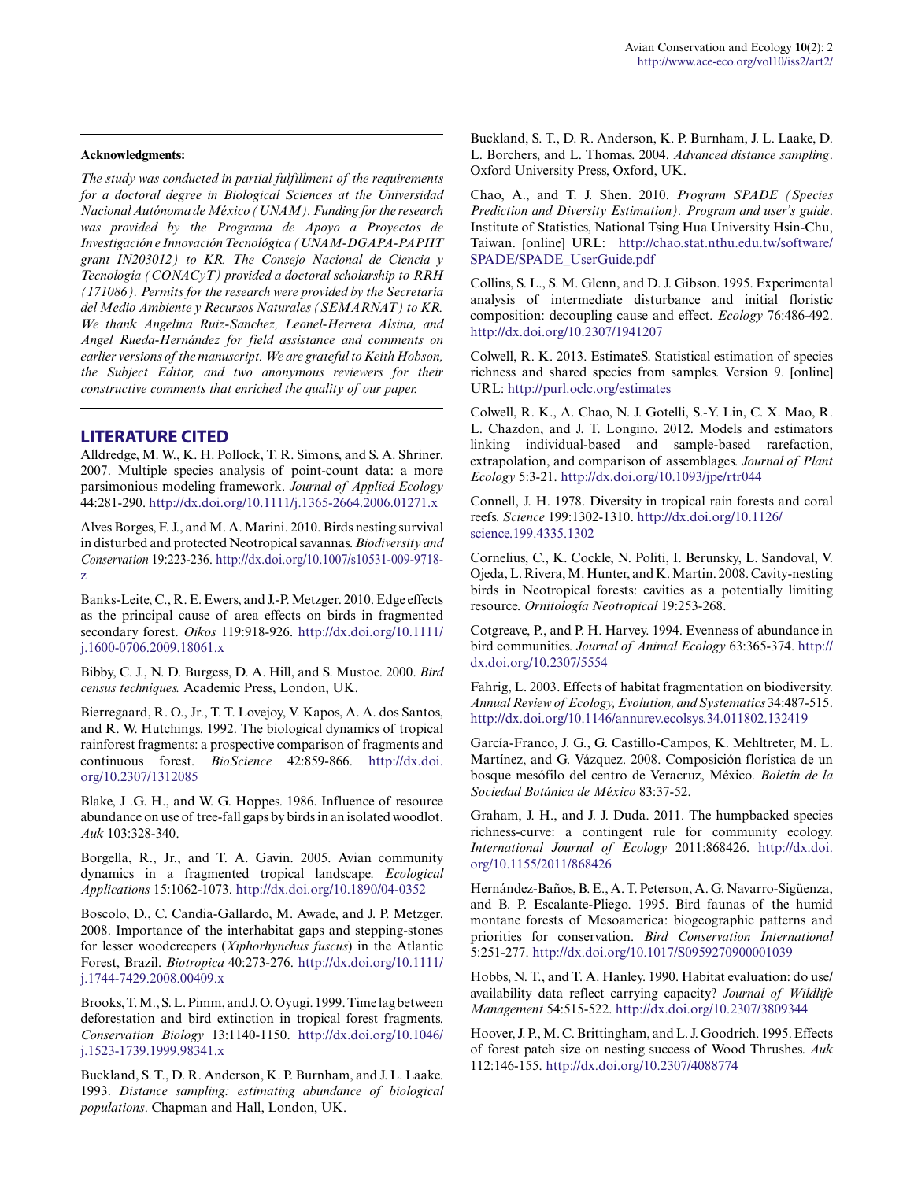**Acknowledgments:**

*The study was conducted in partial fulfillment of the requirements for a doctoral degree in Biological Sciences at the Universidad Nacional Autónoma de México (UNAM). Funding for the research was provided by the Programa de Apoyo a Proyectos de Investigación e Innovación Tecnológica (UNAM-DGAPA-PAPIIT grant IN203012) to KR. The Consejo Nacional de Ciencia y Tecnología (CONACyT) provided a doctoral scholarship to RRH (171086). Permits for the research were provided by the Secretaría del Medio Ambiente y Recursos Naturales (SEMARNAT) to KR. We thank Angelina Ruiz-Sanchez, Leonel-Herrera Alsina, and Angel Rueda-Hernández for field assistance and comments on earlier versions of the manuscript. We are grateful to Keith Hobson, the Subject Editor, and two anonymous reviewers for their constructive comments that enriched the quality of our paper.*

## LITERATURE CITED

Alldredge, M. W., K. H. Pollock, T. R. Simons, and S. A. Shriner. 2007. Multiple species analysis of point-count data: a more parsimonious modeling framework. *Journal of Applied Ecology* 44:281-290. http://dx.doi.org/10.1111/j.1365-2664.2006.01271.x

Alves Borges, F. J., and M. A. Marini. 2010. Birds nesting survival in disturbed and protected Neotropical savannas. *Biodiversity and Conservation* 19:223-236. http://dx.doi.org/10.1007/s10531-009-9718-z

Banks-Leite, C., R. E. Ewers, and J.-P. Metzger. 2010. Edge effects as the principal cause of area effects on birds in fragmented secondary forest. *Oikos* 119:918-926. http://dx.doi.org/10.1111/j.1600-0706.2009.18061.x

Bibby, C. J., N. D. Burgess, D. A. Hill, and S. Mustoe. 2000. *Bird census techniques.* Academic Press, London, UK.

Bierregaard, R. O., Jr., T. T. Lovejoy, V. Kapos, A. A. dos Santos, and R. W. Hutchings. 1992. The biological dynamics of tropical rainforest fragments: a prospective comparison of fragments and continuous forest. *BioScience* 42:859-866. http://dx.doi.org/10.2307/1312085

Blake, J .G. H., and W. G. Hoppes. 1986. Influence of resource abundance on use of tree-fall gaps by birds in an isolated woodlot. *Auk* 103:328-340.

Borgella, R., Jr., and T. A. Gavin. 2005. Avian community dynamics in a fragmented tropical landscape. *Ecological Applications* 15:1062-1073. http://dx.doi.org/10.1890/04-0352

Boscolo, D., C. Candia-Gallardo, M. Awade, and J. P. Metzger. 2008. Importance of the interhabitat gaps and stepping-stones for lesser woodcreepers (*Xiphorhynchus fuscus*) in the Atlantic Forest, Brazil. *Biotropica* 40:273-276. http://dx.doi.org/10.1111/j.1744-7429.2008.00409.x

Brooks, T. M., S. L. Pimm, and J. O. Oyugi. 1999. Time lag between deforestation and bird extinction in tropical forest fragments. *Conservation Biology* 13:1140-1150. http://dx.doi.org/10.1046/j.1523-1739.1999.98341.x

Buckland, S. T., D. R. Anderson, K. P. Burnham, and J. L. Laake. 1993. *Distance sampling: estimating abundance of biological populations*. Chapman and Hall, London, UK.

Buckland, S. T., D. R. Anderson, K. P. Burnham, J. L. Laake, D. L. Borchers, and L. Thomas. 2004. *Advanced distance sampling*. Oxford University Press, Oxford, UK.

Chao, A., and T. J. Shen. 2010. *Program SPADE (Species Prediction and Diversity Estimation). Program and user's guide*. Institute of Statistics, National Tsing Hua University Hsin-Chu, Taiwan. [online] URL: http://chao.stat.nthu.edu.tw/software/SPADE/SPADE_UserGuide.pdf

Collins, S. L., S. M. Glenn, and D. J. Gibson. 1995. Experimental analysis of intermediate disturbance and initial floristic composition: decoupling cause and effect. *Ecology* 76:486-492. http://dx.doi.org/10.2307/1941207

Colwell, R. K. 2013. EstimateS. Statistical estimation of species richness and shared species from samples. Version 9. [online] URL: http://purl.oclc.org/estimates

Colwell, R. K., A. Chao, N. J. Gotelli, S.-Y. Lin, C. X. Mao, R. L. Chazdon, and J. T. Longino. 2012. Models and estimators linking individual-based and sample-based rarefaction, extrapolation, and comparison of assemblages. *Journal of Plant Ecology* 5:3-21. http://dx.doi.org/10.1093/jpe/rtr044

Connell, J. H. 1978. Diversity in tropical rain forests and coral reefs. *Science* 199:1302-1310. http://dx.doi.org/10.1126/science.199.4335.1302

Cornelius, C., K. Cockle, N. Politi, I. Berunsky, L. Sandoval, V. Ojeda, L. Rivera, M. Hunter, and K. Martin. 2008. Cavity-nesting birds in Neotropical forests: cavities as a potentially limiting resource. *Ornitología Neotropical* 19:253-268.

Cotgreave, P., and P. H. Harvey. 1994. Evenness of abundance in bird communities. *Journal of Animal Ecology* 63:365-374. http://dx.doi.org/10.2307/5554

Fahrig, L. 2003. Effects of habitat fragmentation on biodiversity. *Annual Review of Ecology, Evolution, and Systematics* 34:487-515. http://dx.doi.org/10.1146/annurev.ecolsys.34.011802.132419

García-Franco, J. G., G. Castillo-Campos, K. Mehltreter, M. L. Martínez, and G. Vázquez. 2008. Composición florística de un bosque mesófilo del centro de Veracruz, México. *Boletín de la Sociedad Botánica de México* 83:37-52.

Graham, J. H., and J. J. Duda. 2011. The humpbacked species richness-curve: a contingent rule for community ecology. *International Journal of Ecology* 2011:868426. http://dx.doi.org/10.1155/2011/868426

Hernández-Baños, B. E., A. T. Peterson, A. G. Navarro-Sigüenza, and B. P. Escalante-Pliego. 1995. Bird faunas of the humid montane forests of Mesoamerica: biogeographic patterns and priorities for conservation. *Bird Conservation International* 5:251-277. http://dx.doi.org/10.1017/S0959270900001039

Hobbs, N. T., and T. A. Hanley. 1990. Habitat evaluation: do use/availability data reflect carrying capacity? *Journal of Wildlife Management* 54:515-522. http://dx.doi.org/10.2307/3809344

Hoover, J. P., M. C. Brittingham, and L. J. Goodrich. 1995. Effects of forest patch size on nesting success of Wood Thrushes. *Auk* 112:146-155. http://dx.doi.org/10.2307/4088774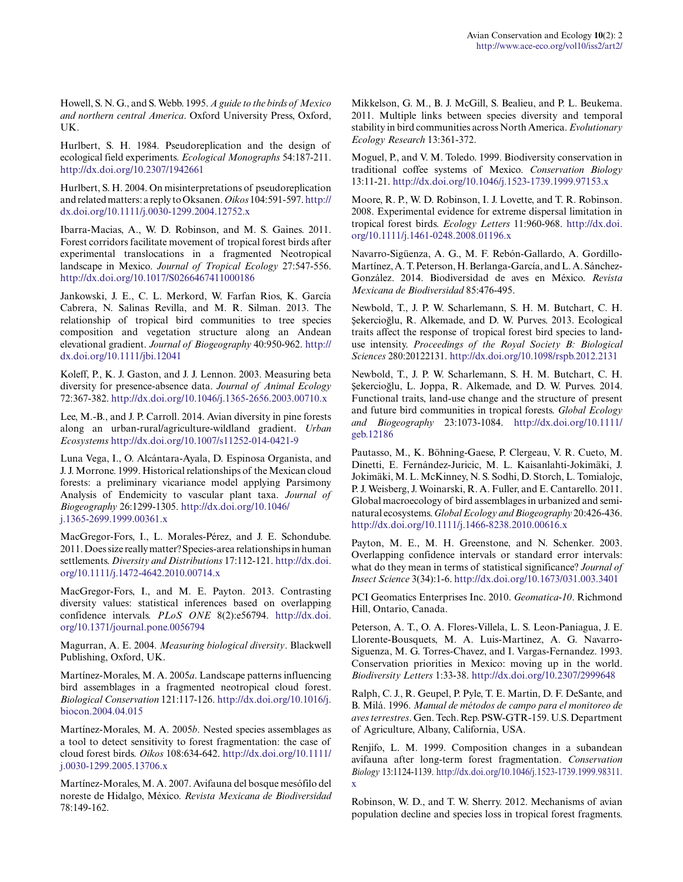Howell, S. N. G., and S. Webb. 1995. *A guide to the birds of Mexico and northern central America*. Oxford University Press, Oxford, UK.

Hurlbert, S. H. 1984. Pseudoreplication and the design of ecological field experiments. *Ecological Monographs* 54:187-211. http://dx.doi.org/10.2307/1942661

Hurlbert, S. H. 2004. On misinterpretations of pseudoreplication and related matters: a reply to Oksanen. *Oikos* 104:591-597. http://dx.doi.org/10.1111/j.0030-1299.2004.12752.x

Ibarra-Macias, A., W. D. Robinson, and M. S. Gaines. 2011. Forest corridors facilitate movement of tropical forest birds after experimental translocations in a fragmented Neotropical landscape in Mexico. *Journal of Tropical Ecology* 27:547-556. http://dx.doi.org/10.1017/S0266467411000186

Jankowski, J. E., C. L. Merkord, W. Farfan Rios, K. García Cabrera, N. Salinas Revilla, and M. R. Silman. 2013. The relationship of tropical bird communities to tree species composition and vegetation structure along an Andean elevational gradient. *Journal of Biogeography* 40:950-962. http://dx.doi.org/10.1111/jbi.12041

Koleff, P., K. J. Gaston, and J. J. Lennon. 2003. Measuring beta diversity for presence-absence data. *Journal of Animal Ecology* 72:367-382. http://dx.doi.org/10.1046/j.1365-2656.2003.00710.x

Lee, M.-B., and J. P. Carroll. 2014. Avian diversity in pine forests along an urban-rural/agriculture-wildland gradient. *Urban Ecosystems* http://dx.doi.org/10.1007/s11252-014-0421-9

Luna Vega, I., O. Alcántara-Ayala, D. Espinosa Organista, and J. J. Morrone. 1999. Historical relationships of the Mexican cloud forests: a preliminary vicariance model applying Parsimony Analysis of Endemicity to vascular plant taxa. *Journal of Biogeography* 26:1299-1305. http://dx.doi.org/10.1046/j.1365-2699.1999.00361.x

MacGregor-Fors, I., L. Morales-Pérez, and J. E. Schondube. 2011. Does size really matter? Species-area relationships in human settlements. *Diversity and Distributions* 17:112-121. http://dx.doi.org/10.1111/j.1472-4642.2010.00714.x

MacGregor-Fors, I., and M. E. Payton. 2013. Contrasting diversity values: statistical inferences based on overlapping confidence intervals. *PLoS ONE* 8(2):e56794. http://dx.doi.org/10.1371/journal.pone.0056794

Magurran, A. E. 2004. *Measuring biological diversity*. Blackwell Publishing, Oxford, UK.

Martínez-Morales, M. A. 2005*a*. Landscape patterns influencing bird assemblages in a fragmented neotropical cloud forest. *Biological Conservation* 121:117-126. http://dx.doi.org/10.1016/j.biocon.2004.04.015

Martínez-Morales, M. A. 2005*b*. Nested species assemblages as a tool to detect sensitivity to forest fragmentation: the case of cloud forest birds. *Oikos* 108:634-642. http://dx.doi.org/10.1111/j.0030-1299.2005.13706.x

Martínez-Morales, M. A. 2007. Avifauna del bosque mesófilo del noreste de Hidalgo, México. *Revista Mexicana de Biodiversidad* 78:149-162.

Mikkelson, G. M., B. J. McGill, S. Bealieu, and P. L. Beukema. 2011. Multiple links between species diversity and temporal stability in bird communities across North America. *Evolutionary Ecology Research* 13:361-372.

Moguel, P., and V. M. Toledo. 1999. Biodiversity conservation in traditional coffee systems of Mexico. *Conservation Biology* 13:11-21. http://dx.doi.org/10.1046/j.1523-1739.1999.97153.x

Moore, R. P., W. D. Robinson, I. J. Lovette, and T. R. Robinson. 2008. Experimental evidence for extreme dispersal limitation in tropical forest birds. *Ecology Letters* 11:960-968. http://dx.doi.org/10.1111/j.1461-0248.2008.01196.x

Navarro-Sigüenza, A. G., M. F. Rebón-Gallardo, A. Gordillo-Martínez, A. T. Peterson, H. Berlanga-García, and L. A. Sánchez-González. 2014. Biodiversidad de aves en México. *Revista Mexicana de Biodiversidad* 85:476-495.

Newbold, T., J. P. W. Scharlemann, S. H. M. Butchart, C. H. Şekercioğlu, R. Alkemade, and D. W. Purves. 2013. Ecological traits affect the response of tropical forest bird species to land-use intensity. *Proceedings of the Royal Society B: Biological Sciences* 280:20122131. http://dx.doi.org/10.1098/rspb.2012.2131

Newbold, T., J. P. W. Scharlemann, S. H. M. Butchart, C. H. Şekercioğlu, L. Joppa, R. Alkemade, and D. W. Purves. 2014. Functional traits, land-use change and the structure of present and future bird communities in tropical forests. *Global Ecology and Biogeography* 23:1073-1084. http://dx.doi.org/10.1111/geb.12186

Pautasso, M., K. Böhning-Gaese, P. Clergeau, V. R. Cueto, M. Dinetti, E. Fernández-Juricic, M. L. Kaisanlahti-Jokimäki, J. Jokimäki, M. L. McKinney, N. S. Sodhi, D. Storch, L. Tomialojc, P. J. Weisberg, J. Woinarski, R. A. Fuller, and E. Cantarello. 2011. Global macroecology of bird assemblages in urbanized and semi-natural ecosystems. *Global Ecology and Biogeography* 20:426-436. http://dx.doi.org/10.1111/j.1466-8238.2010.00616.x

Payton, M. E., M. H. Greenstone, and N. Schenker. 2003. Overlapping confidence intervals or standard error intervals: what do they mean in terms of statistical significance? *Journal of Insect Science* 3(34):1-6. http://dx.doi.org/10.1673/031.003.3401

PCI Geomatics Enterprises Inc. 2010. *Geomatica-10*. Richmond Hill, Ontario, Canada.

Peterson, A. T., O. A. Flores-Villela, L. S. Leon-Paniagua, J. E. Llorente-Bousquets, M. A. Luis-Martinez, A. G. Navarro-Siguenza, M. G. Torres-Chavez, and I. Vargas-Fernandez. 1993. Conservation priorities in Mexico: moving up in the world. *Biodiversity Letters* 1:33-38. http://dx.doi.org/10.2307/2999648

Ralph, C. J., R. Geupel, P. Pyle, T. E. Martin, D. F. DeSante, and B. Milá. 1996. *Manual de métodos de campo para el monitoreo de aves terrestres*. Gen. Tech. Rep. PSW-GTR-159. U.S. Department of Agriculture, Albany, California, USA.

Renjifo, L. M. 1999. Composition changes in a subandean avifauna after long-term forest fragmentation. *Conservation Biology* 13:1124-1139. http://dx.doi.org/10.1046/j.1523-1739.1999.98311.x

Robinson, W. D., and T. W. Sherry. 2012. Mechanisms of avian population decline and species loss in tropical forest fragments.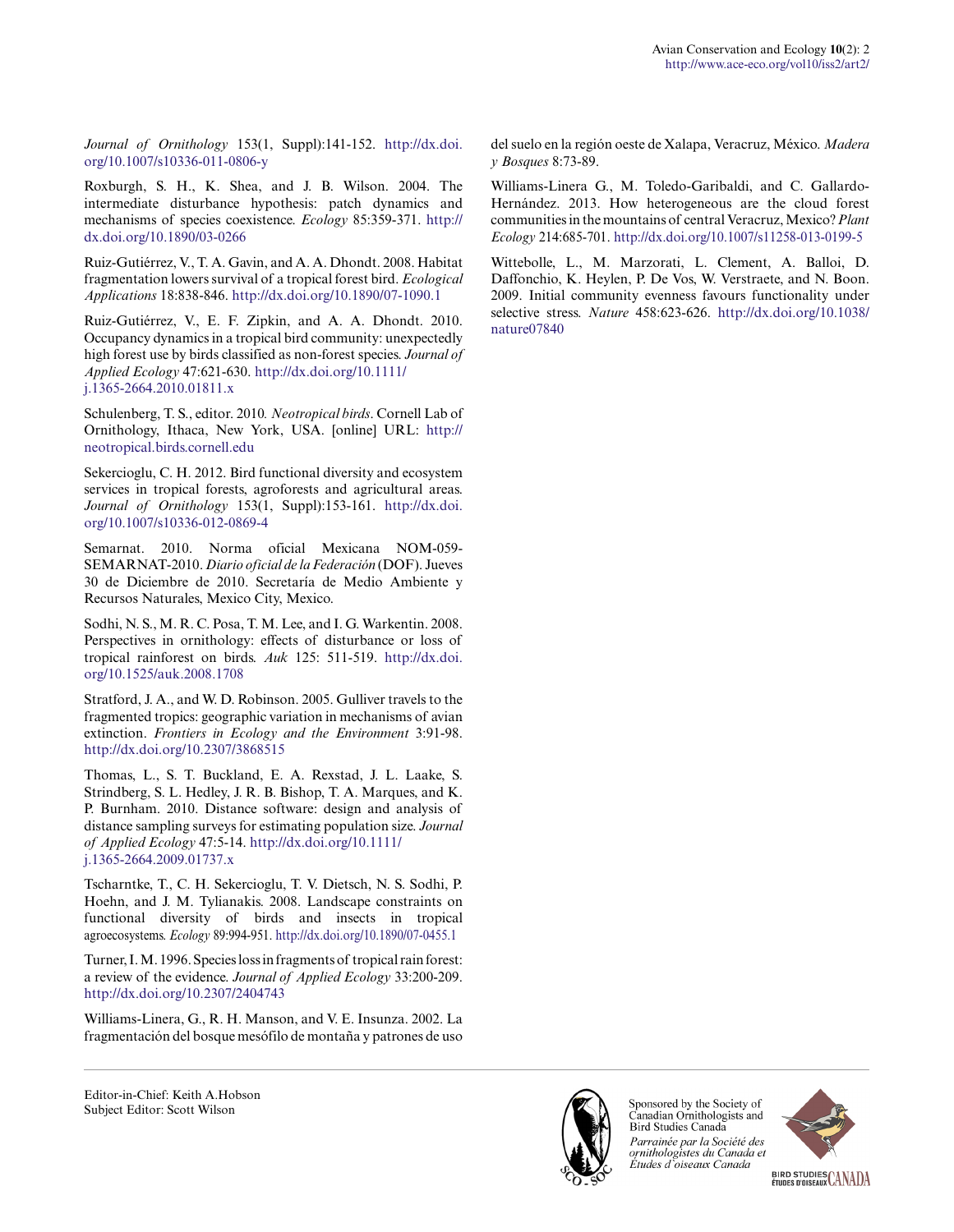*Journal of Ornithology* 153(1, Suppl):141-152. http://dx.doi.org/10.1007/s10336-011-0806-y

Roxburgh, S. H., K. Shea, and J. B. Wilson. 2004. The intermediate disturbance hypothesis: patch dynamics and mechanisms of species coexistence. *Ecology* 85:359-371. http://dx.doi.org/10.1890/03-0266

Ruiz-Gutiérrez, V., T. A. Gavin, and A. A. Dhondt. 2008. Habitat fragmentation lowers survival of a tropical forest bird. *Ecological Applications* 18:838-846. http://dx.doi.org/10.1890/07-1090.1

Ruiz-Gutiérrez, V., E. F. Zipkin, and A. A. Dhondt. 2010. Occupancy dynamics in a tropical bird community: unexpectedly high forest use by birds classified as non-forest species. *Journal of Applied Ecology* 47:621-630. http://dx.doi.org/10.1111/j.1365-2664.2010.01811.x

Schulenberg, T. S., editor. 2010. *Neotropical birds*. Cornell Lab of Ornithology, Ithaca, New York, USA. [online] URL: http://neotropical.birds.cornell.edu

Sekercioglu, C. H. 2012. Bird functional diversity and ecosystem services in tropical forests, agroforests and agricultural areas. *Journal of Ornithology* 153(1, Suppl):153-161. http://dx.doi.org/10.1007/s10336-012-0869-4

Semarnat. 2010. Norma oficial Mexicana NOM-059-SEMARNAT-2010. *Diario oficial de la Federación* (DOF). Jueves 30 de Diciembre de 2010. Secretaría de Medio Ambiente y Recursos Naturales, Mexico City, Mexico.

Sodhi, N. S., M. R. C. Posa, T. M. Lee, and I. G. Warkentin. 2008. Perspectives in ornithology: effects of disturbance or loss of tropical rainforest on birds. *Auk* 125: 511-519. http://dx.doi.org/10.1525/auk.2008.1708

Stratford, J. A., and W. D. Robinson. 2005. Gulliver travels to the fragmented tropics: geographic variation in mechanisms of avian extinction. *Frontiers in Ecology and the Environment* 3:91-98. http://dx.doi.org/10.2307/3868515

Thomas, L., S. T. Buckland, E. A. Rexstad, J. L. Laake, S. Strindberg, S. L. Hedley, J. R. B. Bishop, T. A. Marques, and K. P. Burnham. 2010. Distance software: design and analysis of distance sampling surveys for estimating population size. *Journal of Applied Ecology* 47:5-14. http://dx.doi.org/10.1111/j.1365-2664.2009.01737.x

Tscharntke, T., C. H. Sekercioglu, T. V. Dietsch, N. S. Sodhi, P. Hoehn, and J. M. Tylianakis. 2008. Landscape constraints on functional diversity of birds and insects in tropical agroecosystems. *Ecology* 89:994-951. http://dx.doi.org/10.1890/07-0455.1

Turner, I. M. 1996. Species loss in fragments of tropical rain forest: a review of the evidence. *Journal of Applied Ecology* 33:200-209. http://dx.doi.org/10.2307/2404743

Williams-Linera, G., R. H. Manson, and V. E. Insunza. 2002. La fragmentación del bosque mesófilo de montaña y patrones de uso del suelo en la región oeste de Xalapa, Veracruz, México. *Madera y Bosques* 8:73-89.

Williams-Linera G., M. Toledo-Garibaldi, and C. Gallardo-Hernández. 2013. How heterogeneous are the cloud forest communities in the mountains of central Veracruz, Mexico? *Plant Ecology* 214:685-701. http://dx.doi.org/10.1007/s11258-013-0199-5

Wittebolle, L., M. Marzorati, L. Clement, A. Balloi, D. Daffonchio, K. Heylen, P. De Vos, W. Verstraete, and N. Boon. 2009. Initial community evenness favours functionality under selective stress. *Nature* 458:623-626. http://dx.doi.org/10.1038/nature07840

Editor-in-Chief: Keith A.Hobson
Subject Editor: Scott Wilson

Sponsored by the Society of Canadian Ornithologists and Bird Studies Canada
*Parrainée par la Société des ornithologistes du Canada et Études d'oiseaux Canada*